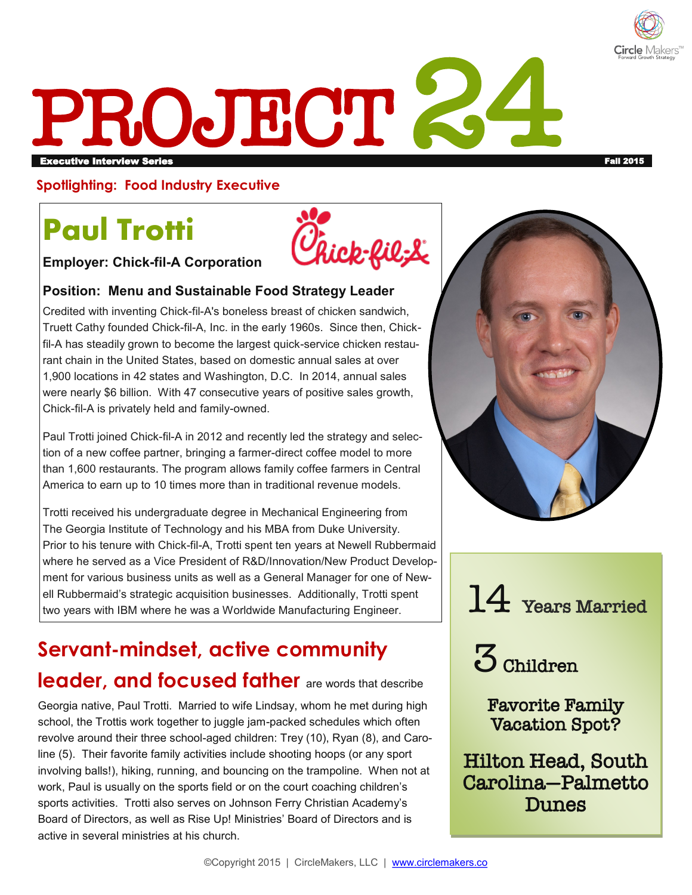# PROJECT 24

**Executive Interview Series** — **Fall 2015**

**Spotlighting: Food Industry Executive**

## Paul Trotti

**Employer: Chick-fil-A Corporation**

**Position: Menu and Sustainable Food Strategy Leader**

Credited with inventing Chick-fil-A's boneless breast of chicken sandwich, Truett Cathy founded Chick-fil-A, Inc. in the early 1960s. Since then, Chick-fil-A has steadily grown to become the largest quick-service chicken restaurant chain in the United States, based on domestic annual sales at over 1,900 locations in 42 states and Washington, D.C. In 2014, annual sales were nearly $6 billion. With 47 consecutive years of positive sales growth, Chick-fil-A is privately held and family-owned.

Paul Trotti joined Chick-fil-A in 2012 and recently led the strategy and selection of a new coffee partner, bringing a farmer-direct coffee model to more than 1,600 restaurants. The program allows family coffee farmers in Central America to earn up to 10 times more than in traditional revenue models.

Trotti received his undergraduate degree in Mechanical Engineering from The Georgia Institute of Technology and his MBA from Duke University. Prior to his tenure with Chick-fil-A, Trotti spent ten years at Newell Rubbermaid where he served as a Vice President of R&D/Innovation/New Product Development for various business units as well as a General Manager for one of Newell Rubbermaid's strategic acquisition businesses. Additionally, Trotti spent two years with IBM where he was a Worldwide Manufacturing Engineer.

## Servant-mindset, active community leader, and focused father are words that describe

Georgia native, Paul Trotti. Married to wife Lindsay, whom he met during high school, the Trottis work together to juggle jam-packed schedules which often revolve around their three school-aged children: Trey (10), Ryan (8), and Caroline (5). Their favorite family activities include shooting hoops (or any sport involving balls!), hiking, running, and bouncing on the trampoline. When not at work, Paul is usually on the sports field or on the court coaching children's sports activities. Trotti also serves on Johnson Ferry Christian Academy's Board of Directors, as well as Rise Up! Ministries' Board of Directors and is active in several ministries at his church.

**14** Years Married

**3** Children

**Favorite Family Vacation Spot?**

**Hilton Head, South Carolina—Palmetto Dunes**

©Copyright 2015 | CircleMakers, LLC | www.circlemakers.co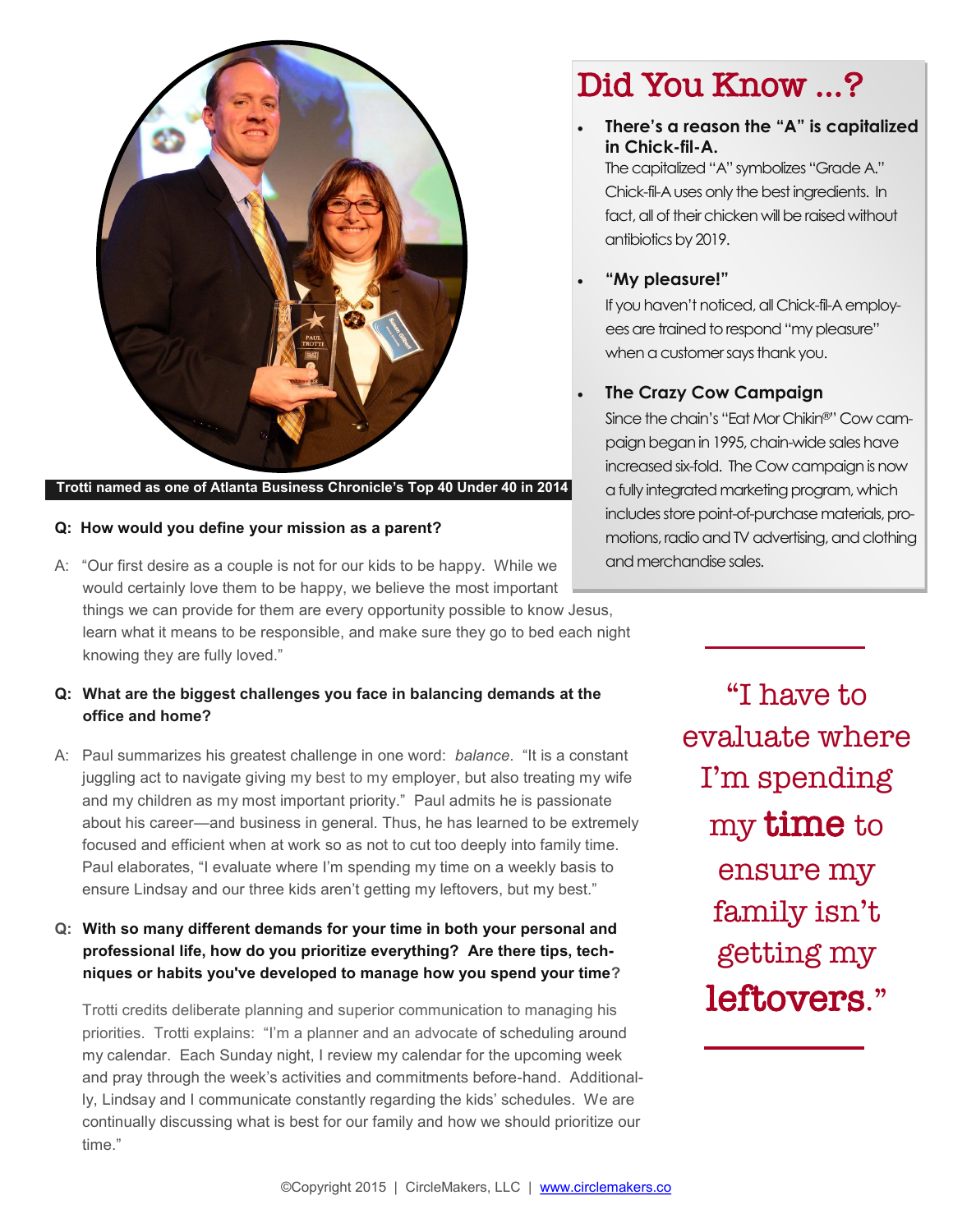Trotti named as one of Atlanta Business Chronicle's Top 40 Under 40 in 2014

**Q: How would you define your mission as a parent?**

A: "Our first desire as a couple is not for our kids to be happy. While we would certainly love them to be happy, we believe the most important things we can provide for them are every opportunity possible to know Jesus, learn what it means to be responsible, and make sure they go to bed each night knowing they are fully loved."

**Q: What are the biggest challenges you face in balancing demands at the office and home?**

A: Paul summarizes his greatest challenge in one word: *balance*. "It is a constant juggling act to navigate giving my best to my employer, but also treating my wife and my children as my most important priority." Paul admits he is passionate about his career—and business in general. Thus, he has learned to be extremely focused and efficient when at work so as not to cut too deeply into family time. Paul elaborates, "I evaluate where I'm spending my time on a weekly basis to ensure Lindsay and our three kids aren't getting my leftovers, but my best."

**Q: With so many different demands for your time in both your personal and professional life, how do you prioritize everything? Are there tips, techniques or habits you've developed to manage how you spend your time?**

Trotti credits deliberate planning and superior communication to managing his priorities. Trotti explains: "I'm a planner and an advocate of scheduling around my calendar. Each Sunday night, I review my calendar for the upcoming week and pray through the week's activities and commitments before-hand. Additionally, Lindsay and I communicate constantly regarding the kids' schedules. We are continually discussing what is best for our family and how we should prioritize our time."

## Did You Know ...?

- **There's a reason the "A" is capitalized in Chick-fil-A.**
  The capitalized "A" symbolizes "Grade A." Chick-fil-A uses only the best ingredients. In fact, all of their chicken will be raised without antibiotics by 2019.

- **"My pleasure!"**
  If you haven't noticed, all Chick-fil-A employees are trained to respond "my pleasure" when a customer says thank you.

- **The Crazy Cow Campaign**
  Since the chain's "Eat Mor Chikin®" Cow campaign began in 1995, chain-wide sales have increased six-fold. The Cow campaign is now a fully integrated marketing program, which includes store point-of-purchase materials, promotions, radio and TV advertising, and clothing and merchandise sales.

> "I have to evaluate where I'm spending my **time** to ensure my family isn't getting my **leftovers**."

©Copyright 2015 | CircleMakers, LLC | www.circlemakers.co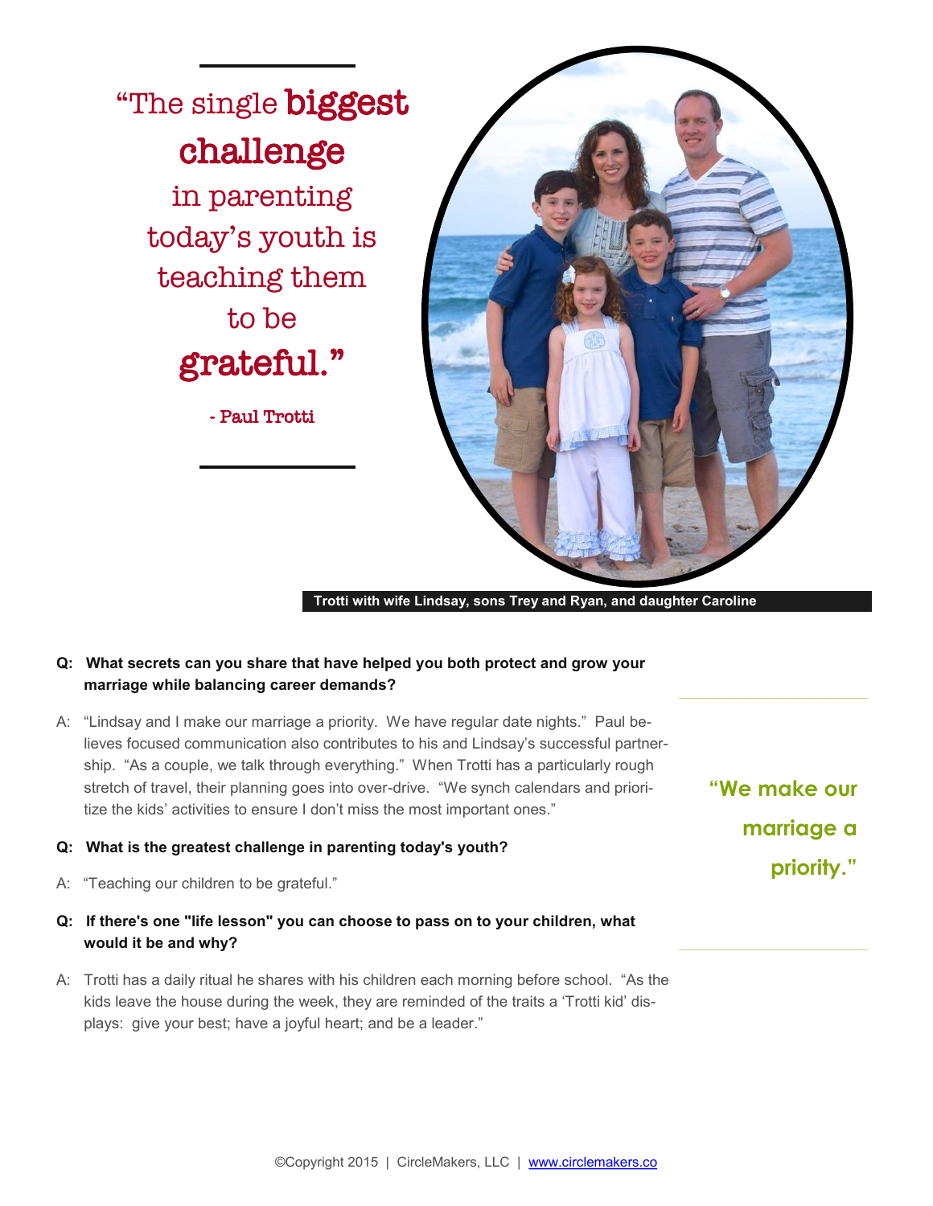“The single **biggest challenge** in parenting today’s youth is teaching them to be **grateful.**”

- Paul Trotti

Trotti with wife Lindsay, sons Trey and Ryan, and daughter Caroline

**Q: What secrets can you share that have helped you both protect and grow your marriage while balancing career demands?**

A: “Lindsay and I make our marriage a priority. We have regular date nights.” Paul believes focused communication also contributes to his and Lindsay’s successful partnership. “As a couple, we talk through everything.” When Trotti has a particularly rough stretch of travel, their planning goes into over-drive. “We synch calendars and prioritize the kids’ activities to ensure I don’t miss the most important ones.”

**“We make our marriage a priority.”**

**Q: What is the greatest challenge in parenting today's youth?**

A: “Teaching our children to be grateful.”

**Q: If there's one "life lesson" you can choose to pass on to your children, what would it be and why?**

A: Trotti has a daily ritual he shares with his children each morning before school. “As the kids leave the house during the week, they are reminded of the traits a ‘Trotti kid’ displays: give your best; have a joyful heart; and be a leader.”

©Copyright 2015 | CircleMakers, LLC | www.circlemakers.co